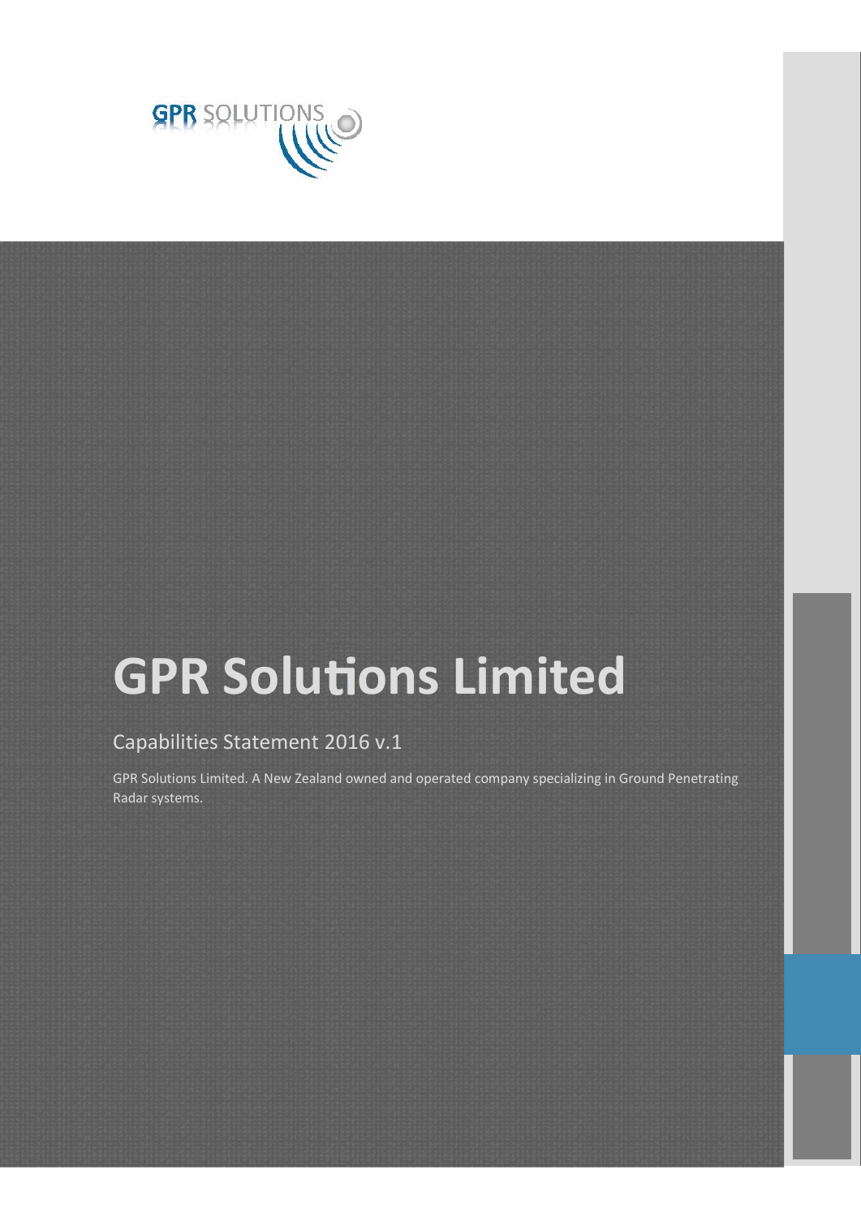GPR SOLUTIONS

# GPR Solutions Limited

## Capabilities Statement 2016 v.1

GPR Solutions Limited. A New Zealand owned and operated company specializing in Ground Penetrating Radar systems.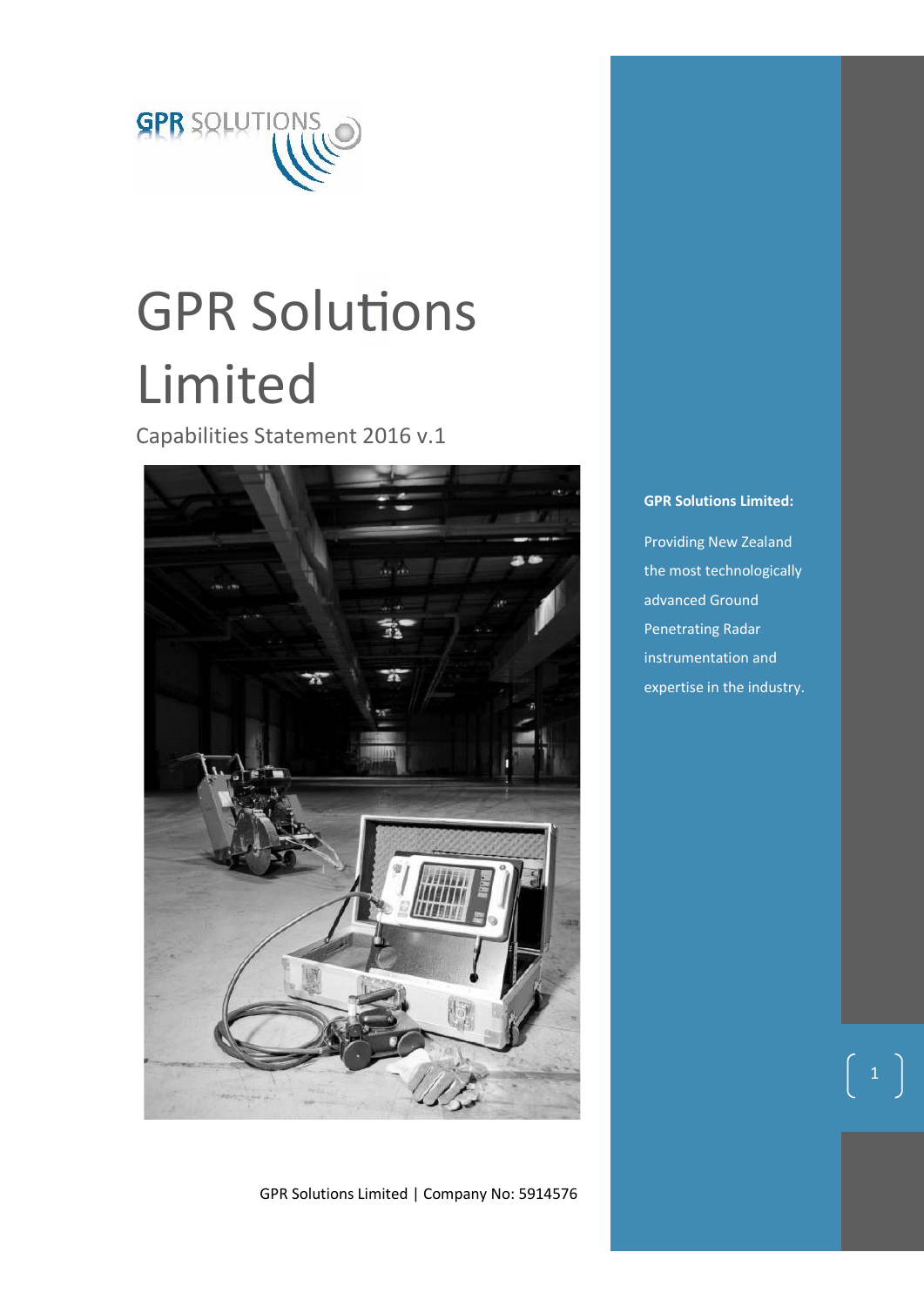# GPR Solutions Limited

Capabilities Statement 2016 v.1

**GPR Solutions Limited:**

Providing New Zealand the most technologically advanced Ground Penetrating Radar instrumentation and expertise in the industry.

GPR Solutions Limited | Company No: 5914576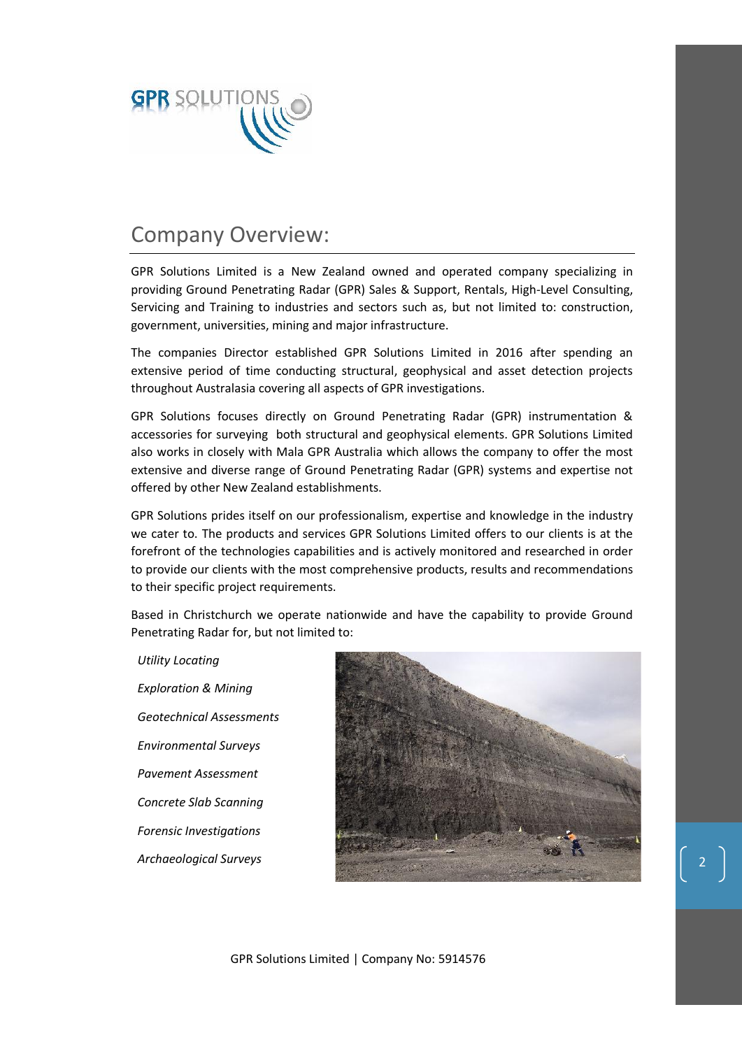# Company Overview:

GPR Solutions Limited is a New Zealand owned and operated company specializing in providing Ground Penetrating Radar (GPR) Sales & Support, Rentals, High-Level Consulting, Servicing and Training to industries and sectors such as, but not limited to: construction, government, universities, mining and major infrastructure.

The companies Director established GPR Solutions Limited in 2016 after spending an extensive period of time conducting structural, geophysical and asset detection projects throughout Australasia covering all aspects of GPR investigations.

GPR Solutions focuses directly on Ground Penetrating Radar (GPR) instrumentation & accessories for surveying both structural and geophysical elements. GPR Solutions Limited also works in closely with Mala GPR Australia which allows the company to offer the most extensive and diverse range of Ground Penetrating Radar (GPR) systems and expertise not offered by other New Zealand establishments.

GPR Solutions prides itself on our professionalism, expertise and knowledge in the industry we cater to. The products and services GPR Solutions Limited offers to our clients is at the forefront of the technologies capabilities and is actively monitored and researched in order to provide our clients with the most comprehensive products, results and recommendations to their specific project requirements.

Based in Christchurch we operate nationwide and have the capability to provide Ground Penetrating Radar for, but not limited to:

*Utility Locating*

*Exploration & Mining*

*Geotechnical Assessments*

*Environmental Surveys*

*Pavement Assessment*

*Concrete Slab Scanning*

*Forensic Investigations*

*Archaeological Surveys*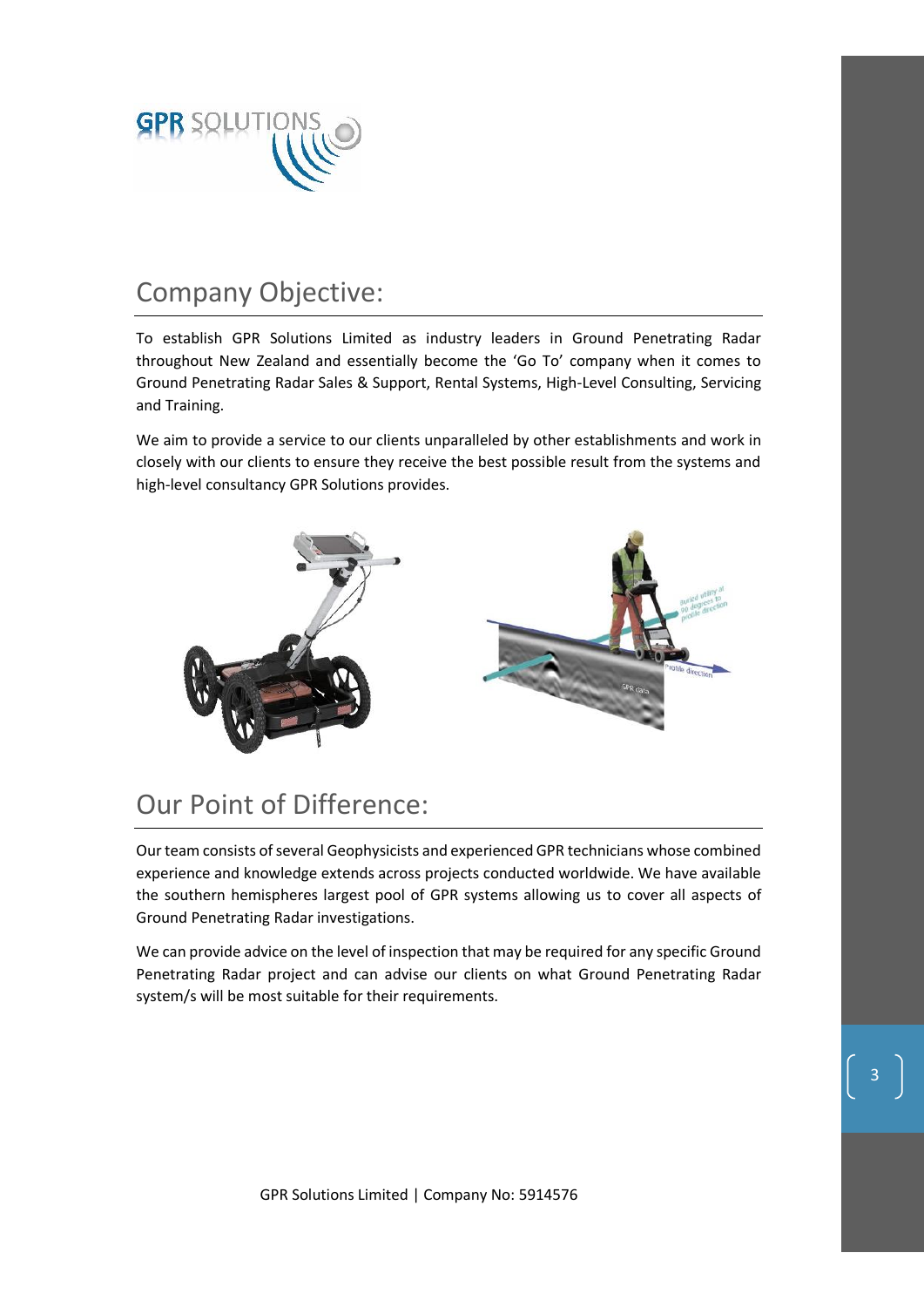## Company Objective:

To establish GPR Solutions Limited as industry leaders in Ground Penetrating Radar throughout New Zealand and essentially become the 'Go To' company when it comes to Ground Penetrating Radar Sales & Support, Rental Systems, High-Level Consulting, Servicing and Training.

We aim to provide a service to our clients unparalleled by other establishments and work in closely with our clients to ensure they receive the best possible result from the systems and high-level consultancy GPR Solutions provides.

## Our Point of Difference:

Our team consists of several Geophysicists and experienced GPR technicians whose combined experience and knowledge extends across projects conducted worldwide. We have available the southern hemispheres largest pool of GPR systems allowing us to cover all aspects of Ground Penetrating Radar investigations.

We can provide advice on the level of inspection that may be required for any specific Ground Penetrating Radar project and can advise our clients on what Ground Penetrating Radar system/s will be most suitable for their requirements.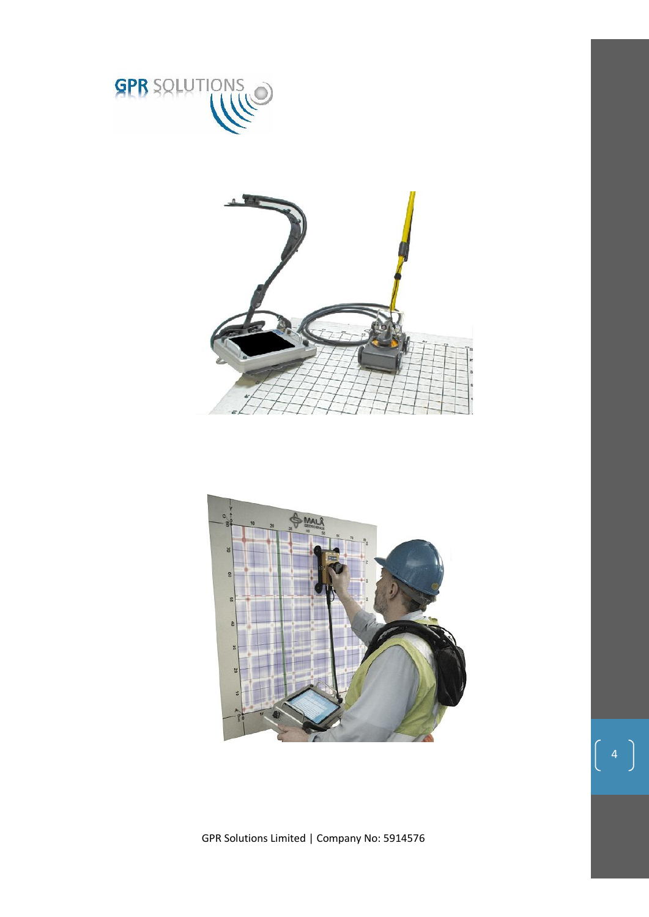GPR SOLUTIONS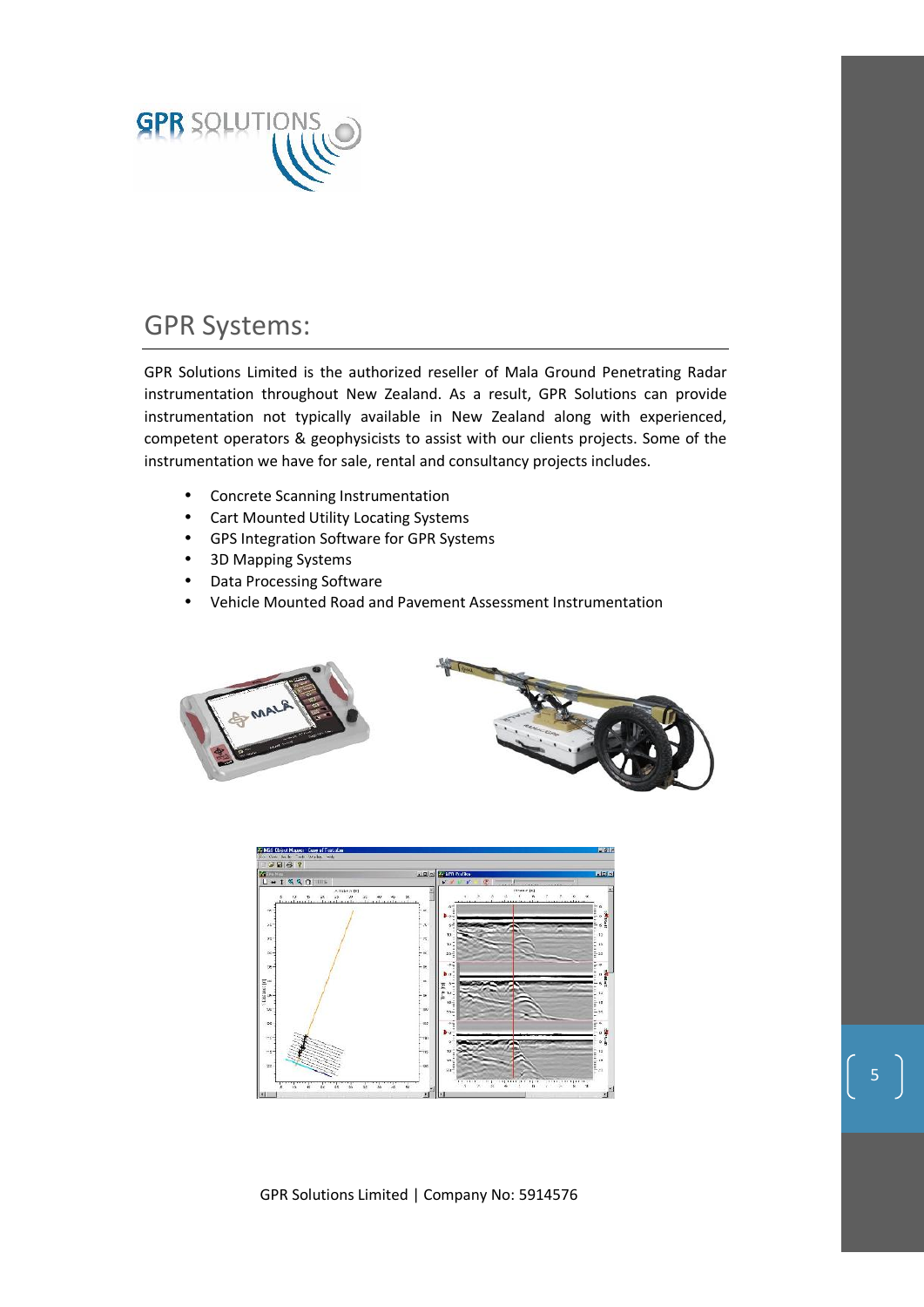## GPR Systems:

GPR Solutions Limited is the authorized reseller of Mala Ground Penetrating Radar instrumentation throughout New Zealand. As a result, GPR Solutions can provide instrumentation not typically available in New Zealand along with experienced, competent operators & geophysicists to assist with our clients projects. Some of the instrumentation we have for sale, rental and consultancy projects includes.

- Concrete Scanning Instrumentation
- Cart Mounted Utility Locating Systems
- GPS Integration Software for GPR Systems
- 3D Mapping Systems
- Data Processing Software
- Vehicle Mounted Road and Pavement Assessment Instrumentation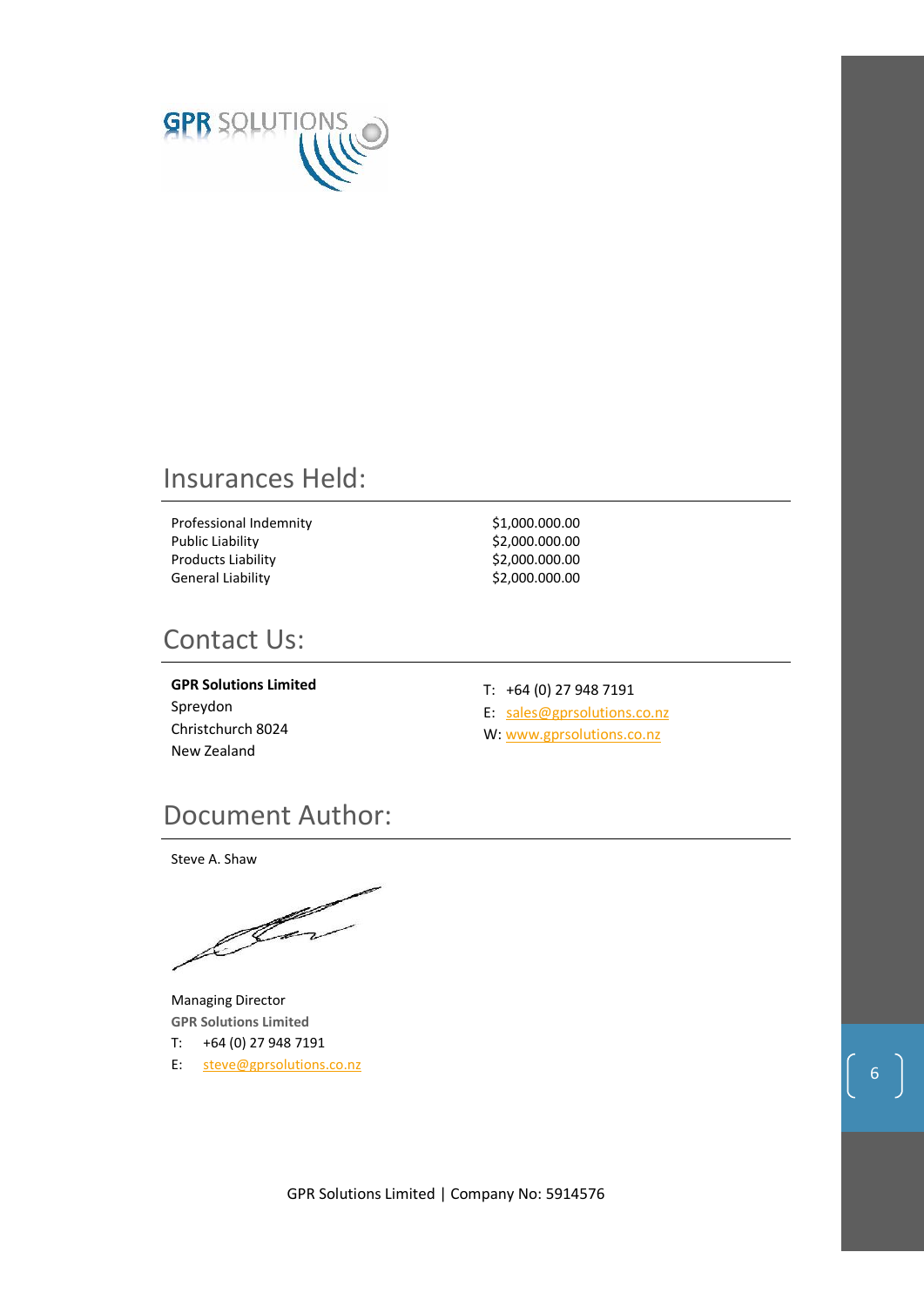GPR SOLUTIONS

## Insurances Held:

| | |
|---|---|
| Professional Indemnity | $1,000.000.00 |
| Public Liability | $2,000.000.00 |
| Products Liability | $2,000.000.00 |
| General Liability | $2,000.000.00 |

## Contact Us:

**GPR Solutions Limited**
Spreydon
Christchurch 8024
New Zealand

T: +64 (0) 27 948 7191
E: sales@gprsolutions.co.nz
W: www.gprsolutions.co.nz

## Document Author:

Steve A. Shaw

Managing Director
**GPR Solutions Limited**
T: +64 (0) 27 948 7191
E: steve@gprsolutions.co.nz

GPR Solutions Limited | Company No: 5914576